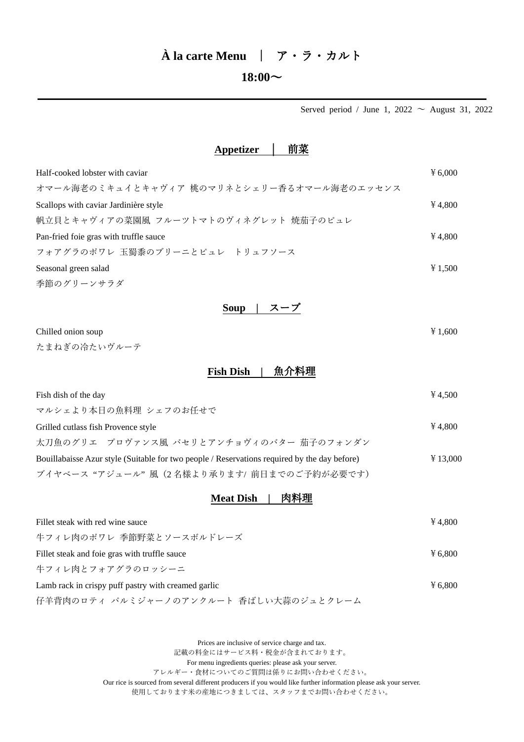# À la carte Menu ｜ ア・ラ・カルト

## 18:00～

Served period / June 1, 2022 ～ August 31, 2022

## Appetizer ｜ 前菜

Half-cooked lobster with caviar ￥6,000
オマール海老のミキュイとキャヴィア 桃のマリネとシェリー香るオマール海老のエッセンス

Scallops with caviar Jardinière style ￥4,800
帆立貝とキャヴィアの菜園風 フルーツトマトのヴィネグレット 焼茄子のピュレ

Pan-fried foie gras with truffle sauce ￥4,800
フォアグラのポワレ 玉蜀黍のブリーニとピュレ トリュフソース

Seasonal green salad ￥1,500
季節のグリーンサラダ

## Soup ｜ スープ

Chilled onion soup ￥1,600
たまねぎの冷たいヴルーテ

## Fish Dish ｜ 魚介料理

Fish dish of the day ￥4,500
マルシェより本日の魚料理 シェフのお任せで

Grilled cutlass fish Provence style ￥4,800
太刀魚のグリエ プロヴァンス風 パセリとアンチョヴィのバター 茄子のフォンダン

Bouillabaisse Azur style (Suitable for two people / Reservations required by the day before) ￥13,000
ブイヤベース "アジュール" 風（2名様より承ります/ 前日までのご予約が必要です）

## Meat Dish ｜ 肉料理

Fillet steak with red wine sauce ￥4,800
牛フィレ肉のポワレ 季節野菜とソースボルドレーズ

Fillet steak and foie gras with truffle sauce ￥6,800
牛フィレ肉とフォアグラのロッシーニ

Lamb rack in crispy puff pastry with creamed garlic ￥6,800
仔羊背肉のロティ パルミジャーノのアンクルート 香ばしい大蒜のジュとクレーム

Prices are inclusive of service charge and tax.
記載の料金にはサービス料・税金が含まれております。
For menu ingredients queries: please ask your server.
アレルギー・食材についてのご質問は係りにお問い合わせください。
Our rice is sourced from several different producers if you would like further information please ask your server.
使用しております米の産地につきましては、スタッフまでお問い合わせください。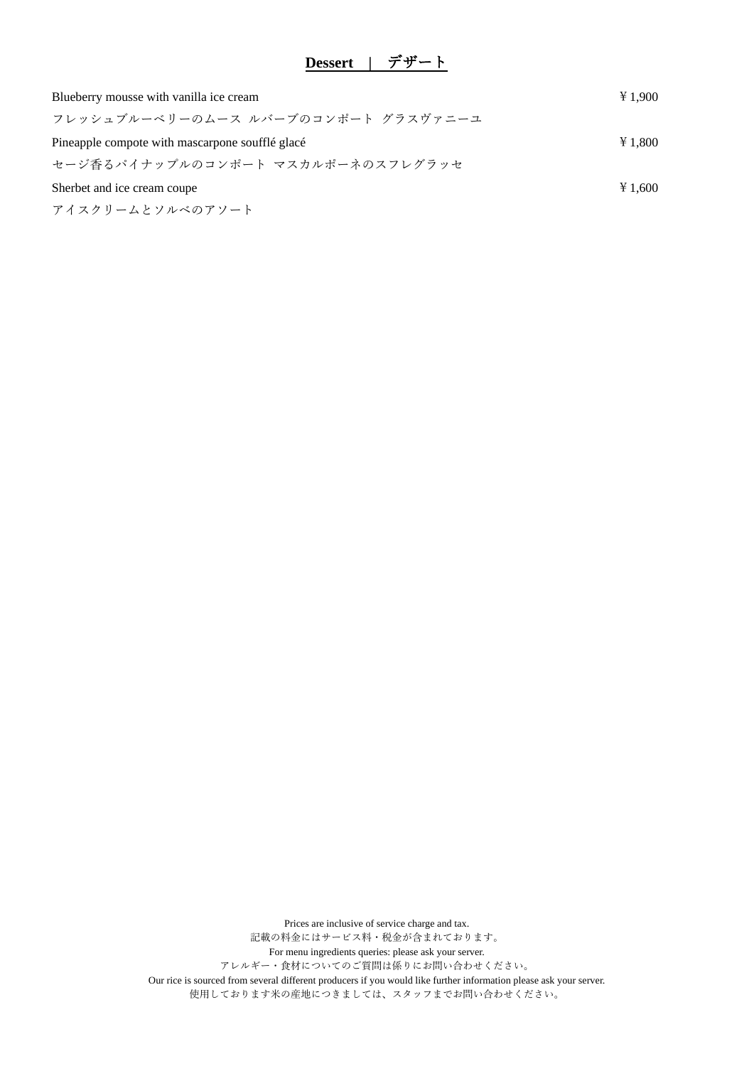## **Dessert | デザート**

| | |
|---|---|
| Blueberry mousse with vanilla ice cream<br>フレッシュブルーベリーのムース ルバーブのコンポート グラスヴァニーユ | ￥1,900 |
| Pineapple compote with mascarpone soufflé glacé<br>セージ香るパイナップルのコンポート マスカルポーネのスフレグラッセ | ￥1,800 |
| Sherbet and ice cream coupe<br>アイスクリームとソルベのアソート | ￥1,600 |

Prices are inclusive of service charge and tax.
記載の料金にはサービス料・税金が含まれております。
For menu ingredients queries: please ask your server.
アレルギー・食材についてのご質問は係りにお問い合わせください。
Our rice is sourced from several different producers if you would like further information please ask your server.
使用しております米の産地につきましては、スタッフまでお問い合わせください。